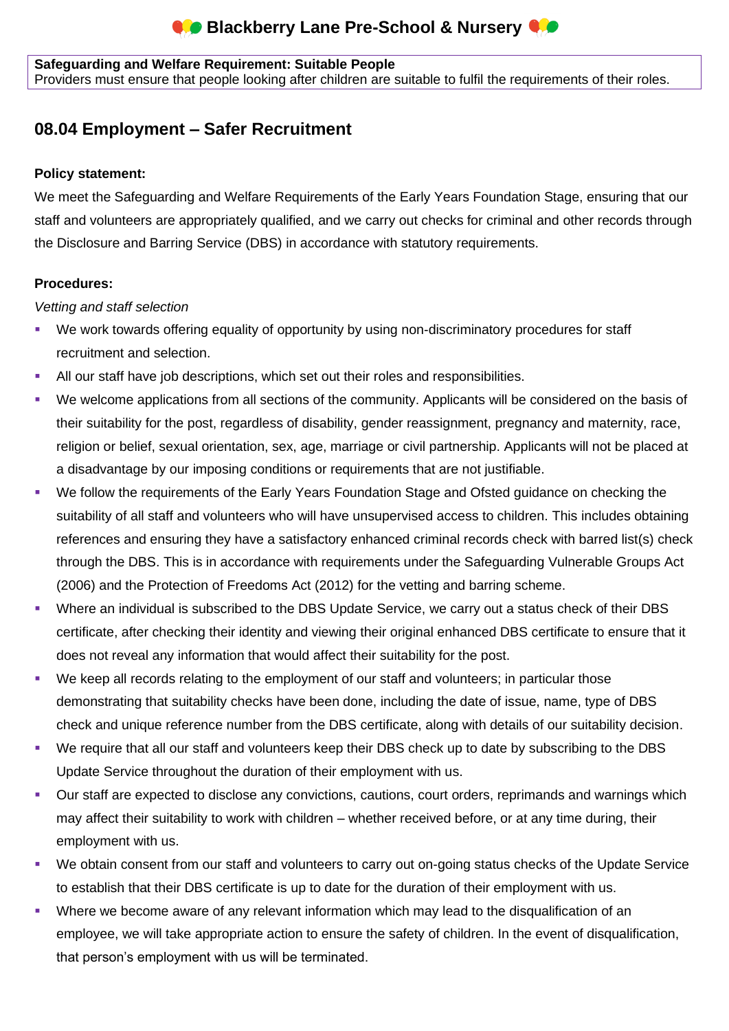# Blackberry Lane Pre-School & Nursery

**Safeguarding and Welfare Requirement: Suitable People**
Providers must ensure that people looking after children are suitable to fulfil the requirements of their roles.

## 08.04 Employment – Safer Recruitment

**Policy statement:**

We meet the Safeguarding and Welfare Requirements of the Early Years Foundation Stage, ensuring that our staff and volunteers are appropriately qualified, and we carry out checks for criminal and other records through the Disclosure and Barring Service (DBS) in accordance with statutory requirements.

**Procedures:**

*Vetting and staff selection*

- We work towards offering equality of opportunity by using non-discriminatory procedures for staff recruitment and selection.
- All our staff have job descriptions, which set out their roles and responsibilities.
- We welcome applications from all sections of the community. Applicants will be considered on the basis of their suitability for the post, regardless of disability, gender reassignment, pregnancy and maternity, race, religion or belief, sexual orientation, sex, age, marriage or civil partnership. Applicants will not be placed at a disadvantage by our imposing conditions or requirements that are not justifiable.
- We follow the requirements of the Early Years Foundation Stage and Ofsted guidance on checking the suitability of all staff and volunteers who will have unsupervised access to children. This includes obtaining references and ensuring they have a satisfactory enhanced criminal records check with barred list(s) check through the DBS. This is in accordance with requirements under the Safeguarding Vulnerable Groups Act (2006) and the Protection of Freedoms Act (2012) for the vetting and barring scheme.
- Where an individual is subscribed to the DBS Update Service, we carry out a status check of their DBS certificate, after checking their identity and viewing their original enhanced DBS certificate to ensure that it does not reveal any information that would affect their suitability for the post.
- We keep all records relating to the employment of our staff and volunteers; in particular those demonstrating that suitability checks have been done, including the date of issue, name, type of DBS check and unique reference number from the DBS certificate, along with details of our suitability decision.
- We require that all our staff and volunteers keep their DBS check up to date by subscribing to the DBS Update Service throughout the duration of their employment with us.
- Our staff are expected to disclose any convictions, cautions, court orders, reprimands and warnings which may affect their suitability to work with children – whether received before, or at any time during, their employment with us.
- We obtain consent from our staff and volunteers to carry out on-going status checks of the Update Service to establish that their DBS certificate is up to date for the duration of their employment with us.
- Where we become aware of any relevant information which may lead to the disqualification of an employee, we will take appropriate action to ensure the safety of children. In the event of disqualification, that person's employment with us will be terminated.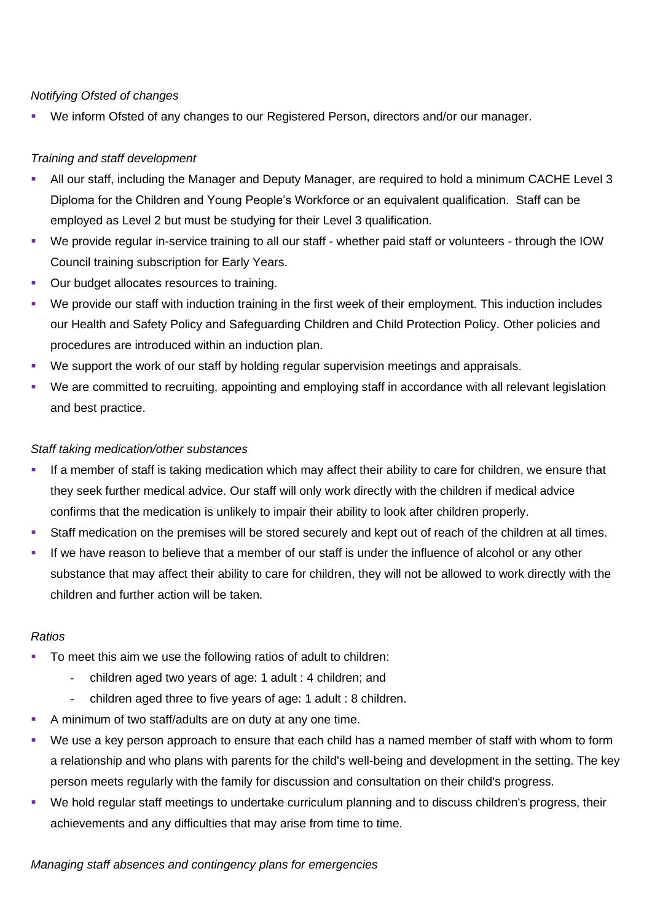*Notifying Ofsted of changes*

- We inform Ofsted of any changes to our Registered Person, directors and/or our manager.

*Training and staff development*

- All our staff, including the Manager and Deputy Manager, are required to hold a minimum CACHE Level 3 Diploma for the Children and Young People's Workforce or an equivalent qualification. Staff can be employed as Level 2 but must be studying for their Level 3 qualification.
- We provide regular in-service training to all our staff - whether paid staff or volunteers - through the IOW Council training subscription for Early Years.
- Our budget allocates resources to training.
- We provide our staff with induction training in the first week of their employment. This induction includes our Health and Safety Policy and Safeguarding Children and Child Protection Policy. Other policies and procedures are introduced within an induction plan.
- We support the work of our staff by holding regular supervision meetings and appraisals.
- We are committed to recruiting, appointing and employing staff in accordance with all relevant legislation and best practice.

*Staff taking medication/other substances*

- If a member of staff is taking medication which may affect their ability to care for children, we ensure that they seek further medical advice. Our staff will only work directly with the children if medical advice confirms that the medication is unlikely to impair their ability to look after children properly.
- Staff medication on the premises will be stored securely and kept out of reach of the children at all times.
- If we have reason to believe that a member of our staff is under the influence of alcohol or any other substance that may affect their ability to care for children, they will not be allowed to work directly with the children and further action will be taken.

*Ratios*

- To meet this aim we use the following ratios of adult to children:
  - children aged two years of age: 1 adult : 4 children; and
  - children aged three to five years of age: 1 adult : 8 children.
- A minimum of two staff/adults are on duty at any one time.
- We use a key person approach to ensure that each child has a named member of staff with whom to form a relationship and who plans with parents for the child's well-being and development in the setting. The key person meets regularly with the family for discussion and consultation on their child's progress.
- We hold regular staff meetings to undertake curriculum planning and to discuss children's progress, their achievements and any difficulties that may arise from time to time.

*Managing staff absences and contingency plans for emergencies*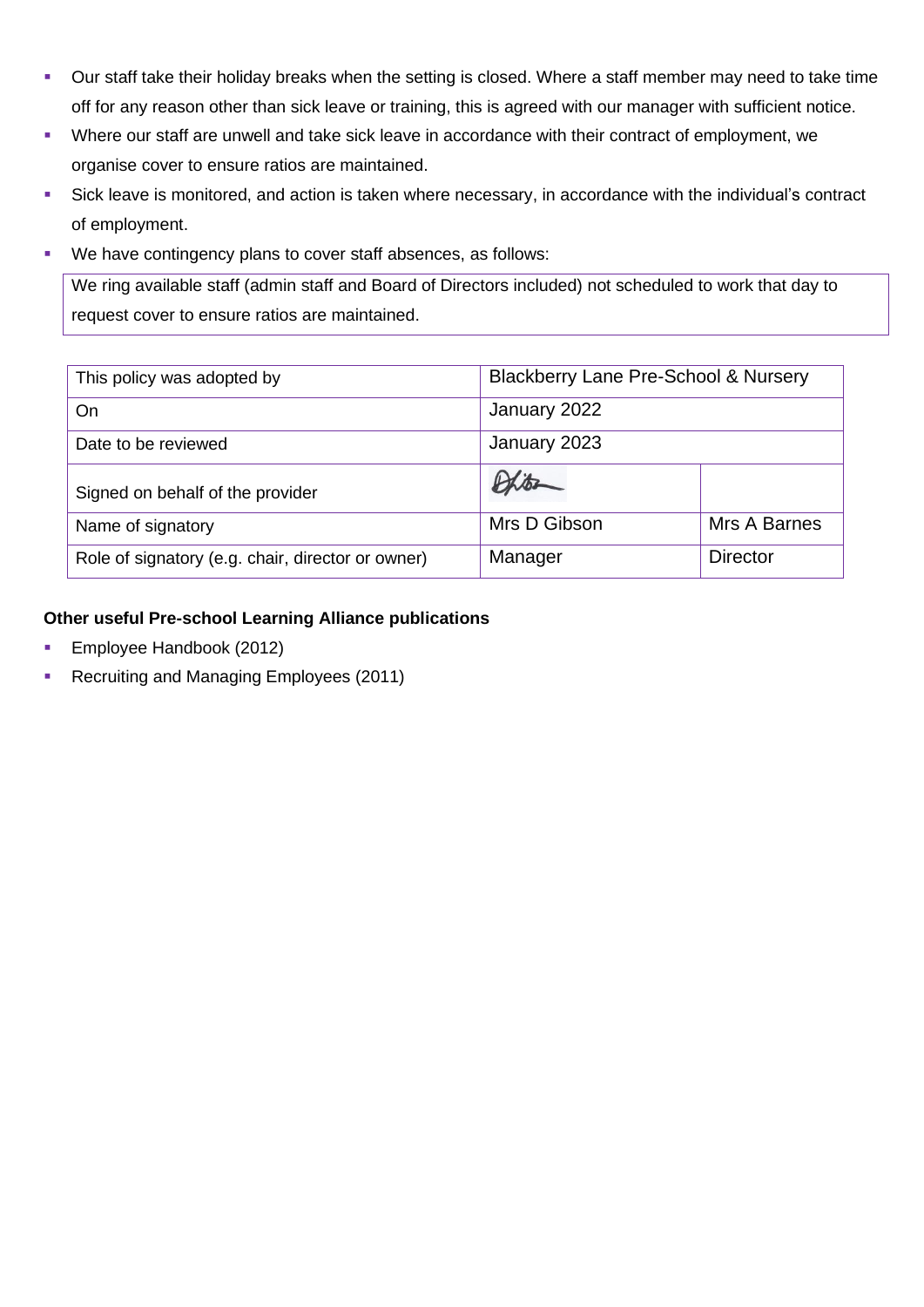- Our staff take their holiday breaks when the setting is closed. Where a staff member may need to take time off for any reason other than sick leave or training, this is agreed with our manager with sufficient notice.
- Where our staff are unwell and take sick leave in accordance with their contract of employment, we organise cover to ensure ratios are maintained.
- Sick leave is monitored, and action is taken where necessary, in accordance with the individual's contract of employment.
- We have contingency plans to cover staff absences, as follows:

We ring available staff (admin staff and Board of Directors included) not scheduled to work that day to request cover to ensure ratios are maintained.

| | | |
|---|---|---|
| This policy was adopted by | Blackberry Lane Pre-School & Nursery | |
| On | January 2022 | |
| Date to be reviewed | January 2023 | |
| Signed on behalf of the provider | | |
| Name of signatory | Mrs D Gibson | Mrs A Barnes |
| Role of signatory (e.g. chair, director or owner) | Manager | Director |

**Other useful Pre-school Learning Alliance publications**

- Employee Handbook (2012)
- Recruiting and Managing Employees (2011)